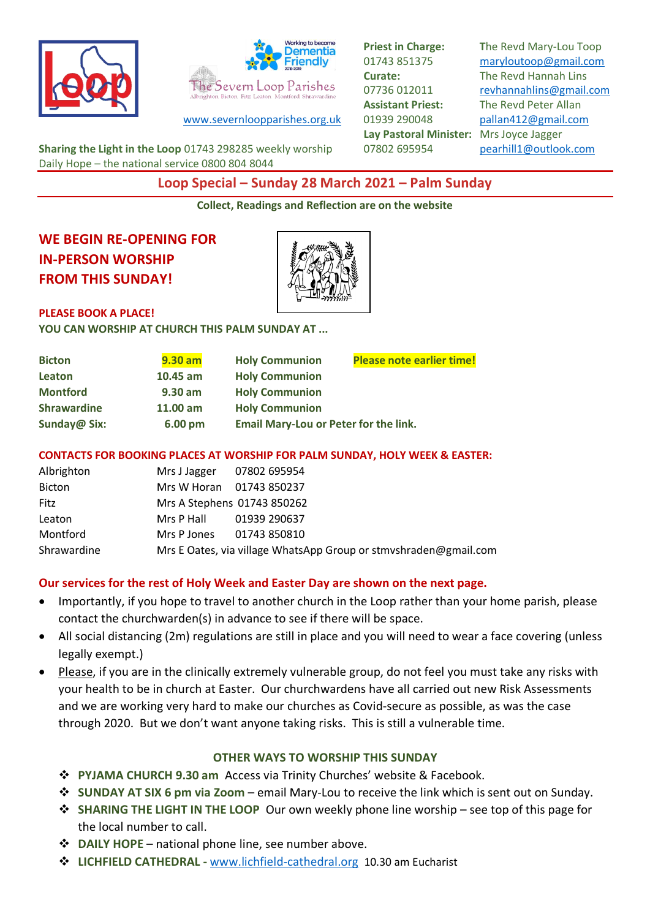Working to become Dementia Friendly

The Severn Loop Parishes
Albrighton Bicton Fitz Leaton Montford Shrawardine

www.severnloopparishes.org.uk

| | |
|---|---|
| **Priest in Charge:** 01743 851375 | The Revd Mary-Lou Toop maryloutoop@gmail.com |
| **Curate:** 07736 012011 | The Revd Hannah Lins revhannahlins@gmail.com |
| **Assistant Priest:** 01939 290048 | The Revd Peter Allan pallan412@gmail.com |
| **Lay Pastoral Minister:** 07802 695954 | Mrs Joyce Jagger pearhill1@outlook.com |

**Sharing the Light in the Loop** 01743 298285 weekly worship
Daily Hope – the national service 0800 804 8044

## Loop Special – Sunday 28 March 2021 – Palm Sunday

**Collect, Readings and Reflection are on the website**

## WE BEGIN RE-OPENING FOR IN-PERSON WORSHIP FROM THIS SUNDAY!

**PLEASE BOOK A PLACE!**
**YOU CAN WORSHIP AT CHURCH THIS PALM SUNDAY AT ...**

| | | | |
|---|---|---|---|
| **Bicton** | **9.30 am** | **Holy Communion** | **Please note earlier time!** |
| **Leaton** | **10.45 am** | **Holy Communion** | |
| **Montford** | **9.30 am** | **Holy Communion** | |
| **Shrawardine** | **11.00 am** | **Holy Communion** | |
| **Sunday@ Six:** | **6.00 pm** | **Email Mary-Lou or Peter for the link.** | |

**CONTACTS FOR BOOKING PLACES AT WORSHIP FOR PALM SUNDAY, HOLY WEEK & EASTER:**

| | | |
|---|---|---|
| Albrighton | Mrs J Jagger | 07802 695954 |
| Bicton | Mrs W Horan | 01743 850237 |
| Fitz | Mrs A Stephens | 01743 850262 |
| Leaton | Mrs P Hall | 01939 290637 |
| Montford | Mrs P Jones | 01743 850810 |
| Shrawardine | Mrs E Oates, via village WhatsApp Group or stmvshraden@gmail.com | |

**Our services for the rest of Holy Week and Easter Day are shown on the next page.**

- Importantly, if you hope to travel to another church in the Loop rather than your home parish, please contact the churchwarden(s) in advance to see if there will be space.
- All social distancing (2m) regulations are still in place and you will need to wear a face covering (unless legally exempt.)
- Please, if you are in the clinically extremely vulnerable group, do not feel you must take any risks with your health to be in church at Easter. Our churchwardens have all carried out new Risk Assessments and we are working very hard to make our churches as Covid-secure as possible, as was the case through 2020. But we don't want anyone taking risks. This is still a vulnerable time.

### OTHER WAYS TO WORSHIP THIS SUNDAY

- **PYJAMA CHURCH 9.30 am** Access via Trinity Churches' website & Facebook.
- **SUNDAY AT SIX 6 pm via Zoom** – email Mary-Lou to receive the link which is sent out on Sunday.
- **SHARING THE LIGHT IN THE LOOP** Our own weekly phone line worship – see top of this page for the local number to call.
- **DAILY HOPE** – national phone line, see number above.
- **LICHFIELD CATHEDRAL** - www.lichfield-cathedral.org 10.30 am Eucharist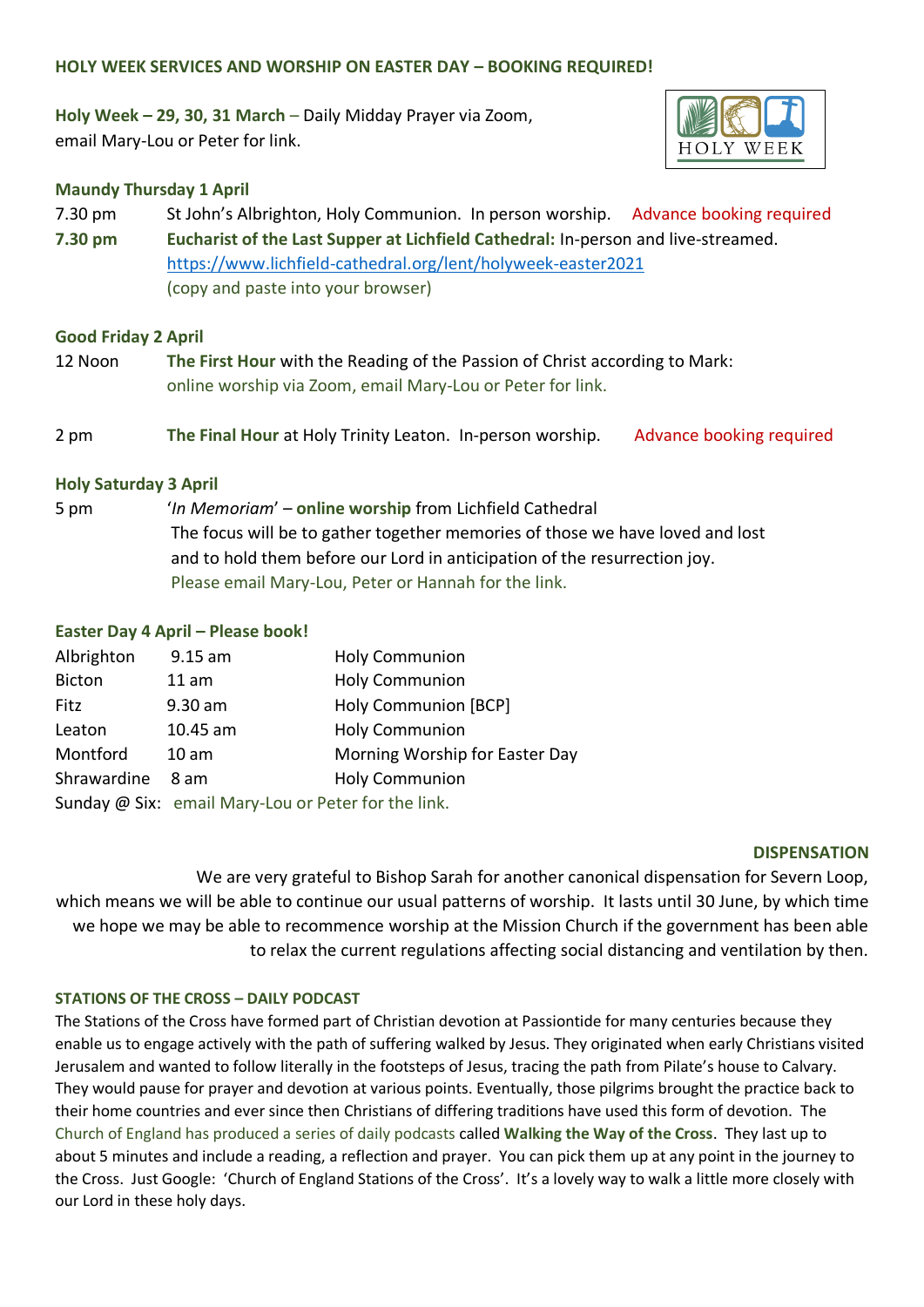## HOLY WEEK SERVICES AND WORSHIP ON EASTER DAY – BOOKING REQUIRED!

**Holy Week – 29, 30, 31 March** – Daily Midday Prayer via Zoom, email Mary-Lou or Peter for link.

HOLY WEEK

### Maundy Thursday 1 April

7.30 pm St John's Albrighton, Holy Communion. In person worship. Advance booking required

**7.30 pm** **Eucharist of the Last Supper at Lichfield Cathedral:** In-person and live-streamed. https://www.lichfield-cathedral.org/lent/holyweek-easter2021 (copy and paste into your browser)

### Good Friday 2 April

12 Noon **The First Hour** with the Reading of the Passion of Christ according to Mark: online worship via Zoom, email Mary-Lou or Peter for link.

2 pm **The Final Hour** at Holy Trinity Leaton. In-person worship. Advance booking required

### Holy Saturday 3 April

5 pm '*In Memoriam*' – **online worship** from Lichfield Cathedral
The focus will be to gather together memories of those we have loved and lost and to hold them before our Lord in anticipation of the resurrection joy.
Please email Mary-Lou, Peter or Hannah for the link.

### Easter Day 4 April – Please book!

| | | |
|---|---|---|
| Albrighton | 9.15 am | Holy Communion |
| Bicton | 11 am | Holy Communion |
| Fitz | 9.30 am | Holy Communion [BCP] |
| Leaton | 10.45 am | Holy Communion |
| Montford | 10 am | Morning Worship for Easter Day |
| Shrawardine | 8 am | Holy Communion |

Sunday @ Six: email Mary-Lou or Peter for the link.

### DISPENSATION

We are very grateful to Bishop Sarah for another canonical dispensation for Severn Loop, which means we will be able to continue our usual patterns of worship. It lasts until 30 June, by which time we hope we may be able to recommence worship at the Mission Church if the government has been able to relax the current regulations affecting social distancing and ventilation by then.

### STATIONS OF THE CROSS – DAILY PODCAST

The Stations of the Cross have formed part of Christian devotion at Passiontide for many centuries because they enable us to engage actively with the path of suffering walked by Jesus. They originated when early Christians visited Jerusalem and wanted to follow literally in the footsteps of Jesus, tracing the path from Pilate's house to Calvary. They would pause for prayer and devotion at various points. Eventually, those pilgrims brought the practice back to their home countries and ever since then Christians of differing traditions have used this form of devotion. The Church of England has produced a series of daily podcasts called **Walking the Way of the Cross**. They last up to about 5 minutes and include a reading, a reflection and prayer. You can pick them up at any point in the journey to the Cross. Just Google: 'Church of England Stations of the Cross'. It's a lovely way to walk a little more closely with our Lord in these holy days.